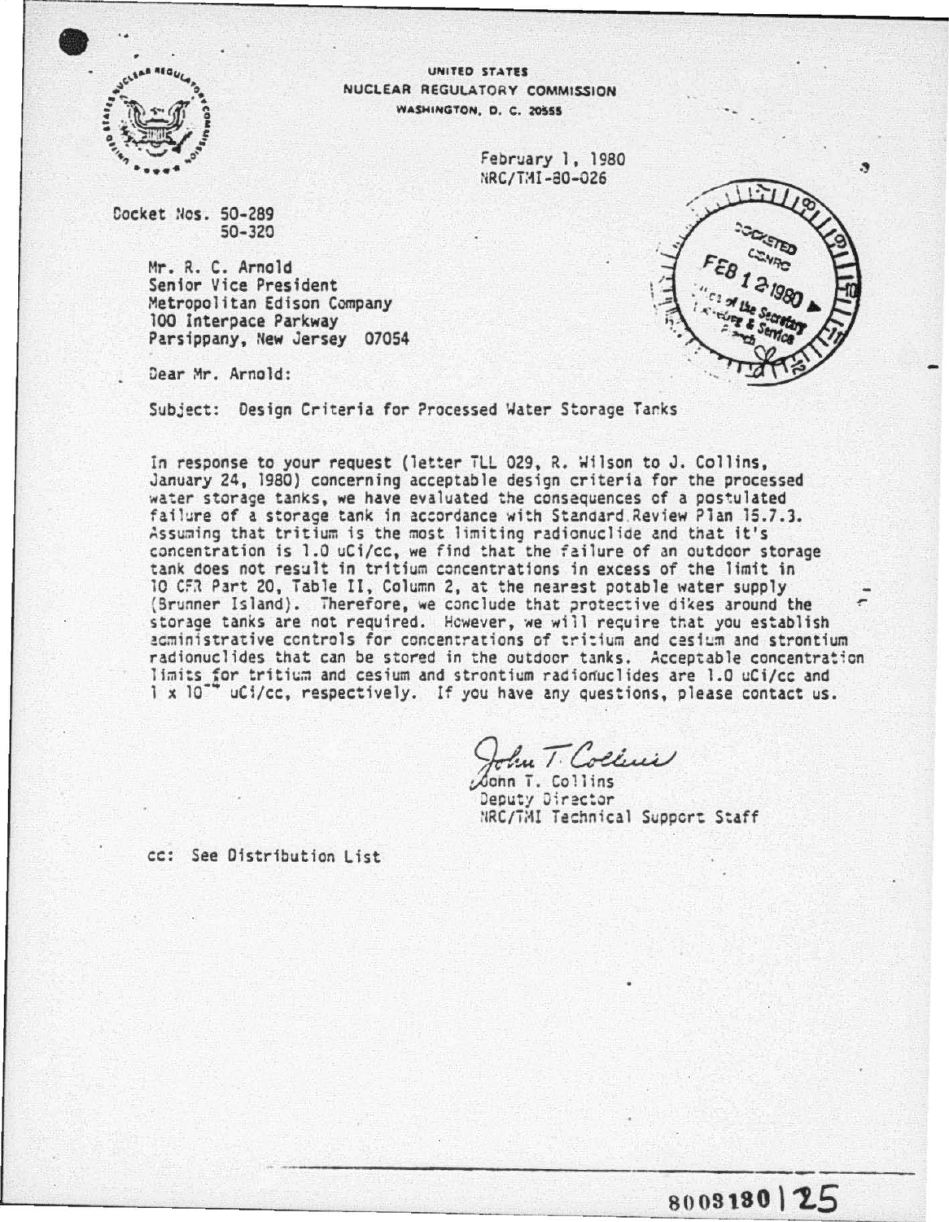UNITED STATES
NUCLEAR REGULATORY COMMISSION
WASHINGTON, D. C. 20555

February 1, 1980
NRC/TMI-80-026

DOCKETED
USNRC
FEB 12 1980
Office of the Secretary
Docketing & Service
Branch

Docket Nos. 50-289
50-320

Mr. R. C. Arnold
Senior Vice President
Metropolitan Edison Company
100 Interpace Parkway
Parsippany, New Jersey 07054

Dear Mr. Arnold:

Subject: Design Criteria for Processed Water Storage Tanks

In response to your request (letter TLL 029, R. Wilson to J. Collins, January 24, 1980) concerning acceptable design criteria for the processed water storage tanks, we have evaluated the consequences of a postulated failure of a storage tank in accordance with Standard Review Plan 15.7.3. Assuming that tritium is the most limiting radionuclide and that it's concentration is 1.0 uCi/cc, we find that the failure of an outdoor storage tank does not result in tritium concentrations in excess of the limit in 10 CFR Part 20, Table II, Column 2, at the nearest potable water supply (Brunner Island). Therefore, we conclude that protective dikes around the storage tanks are not required. However, we will require that you establish administrative controls for concentrations of tritium and cesium and strontium radionuclides that can be stored in the outdoor tanks. Acceptable concentration limits for tritium and cesium and strontium radionuclides are 1.0 uCi/cc and $1 \times 10^{-4}$ uCi/cc, respectively. If you have any questions, please contact us.

John T. Collins
Deputy Director
NRC/TMI Technical Support Staff

cc: See Distribution List

8003180125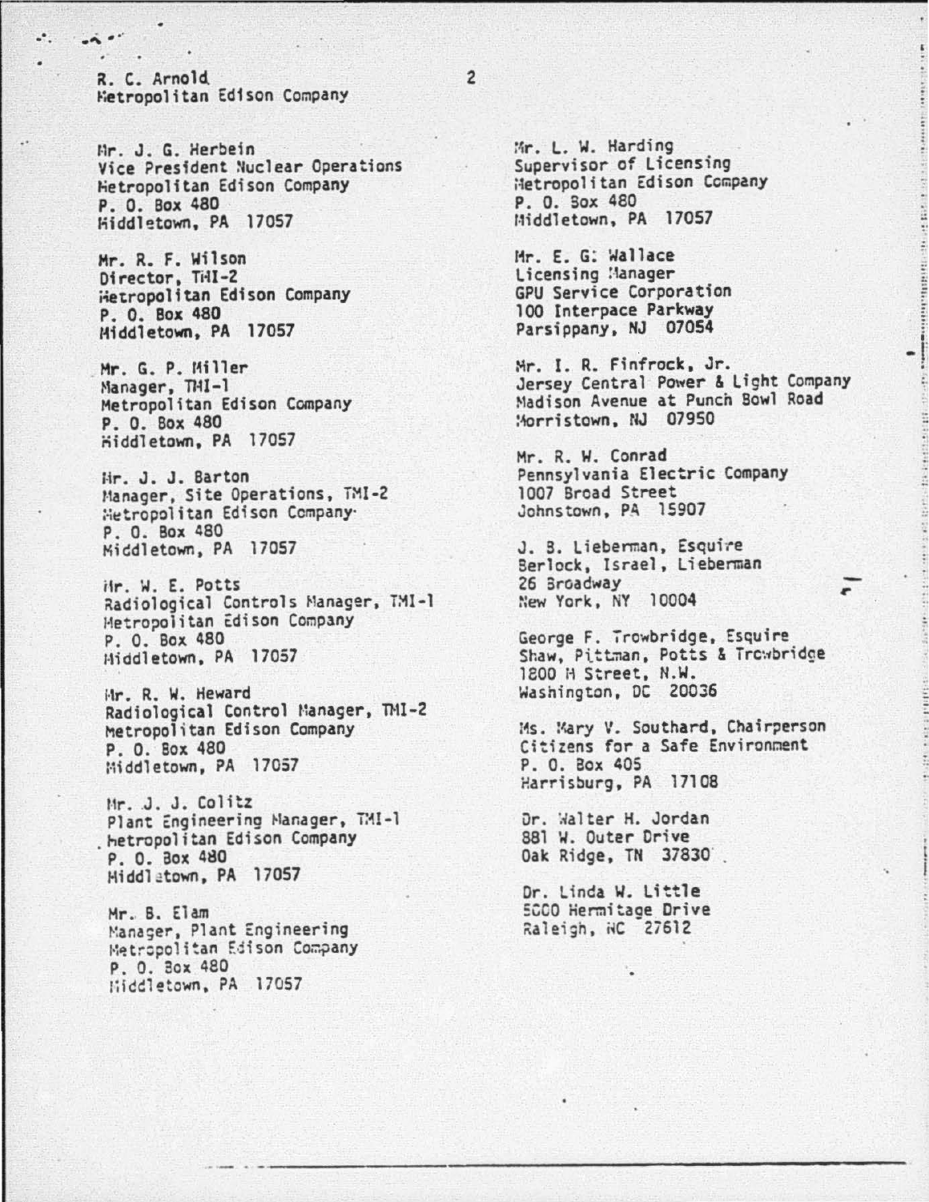R. C. Arnold
Metropolitan Edison Company

Mr. J. G. Herbein
Vice President Nuclear Operations
Metropolitan Edison Company
P. O. Box 480
Middletown, PA 17057

Mr. R. F. Wilson
Director, TMI-2
Metropolitan Edison Company
P. O. Box 480
Middletown, PA 17057

Mr. G. P. Miller
Manager, TMI-1
Metropolitan Edison Company
P. O. Box 480
Middletown, PA 17057

Mr. J. J. Barton
Manager, Site Operations, TMI-2
Metropolitan Edison Company
P. O. Box 480
Middletown, PA 17057

Mr. W. E. Potts
Radiological Controls Manager, TMI-1
Metropolitan Edison Company
P. O. Box 480
Middletown, PA 17057

Mr. R. W. Heward
Radiological Control Manager, TMI-2
Metropolitan Edison Company
P. O. Box 480
Middletown, PA 17057

Mr. J. J. Colitz
Plant Engineering Manager, TMI-1
Metropolitan Edison Company
P. O. Box 480
Middletown, PA 17057

Mr. B. Elam
Manager, Plant Engineering
Metropolitan Edison Company
P. O. Box 480
Middletown, PA 17057

Mr. L. W. Harding
Supervisor of Licensing
Metropolitan Edison Company
P. O. Box 480
Middletown, PA 17057

Mr. E. G. Wallace
Licensing Manager
GPU Service Corporation
100 Interpace Parkway
Parsippany, NJ 07054

Mr. I. R. Finfrock, Jr.
Jersey Central Power & Light Company
Madison Avenue at Punch Bowl Road
Morristown, NJ 07950

Mr. R. W. Conrad
Pennsylvania Electric Company
1007 Broad Street
Johnstown, PA 15907

J. B. Lieberman, Esquire
Berlock, Israel, Lieberman
26 Broadway
New York, NY 10004

George F. Trowbridge, Esquire
Shaw, Pittman, Potts & Trowbridge
1800 M Street, N.W.
Washington, DC 20036

Ms. Mary V. Southard, Chairperson
Citizens for a Safe Environment
P. O. Box 405
Harrisburg, PA 17108

Dr. Walter H. Jordan
881 W. Outer Drive
Oak Ridge, TN 37830

Dr. Linda W. Little
5000 Hermitage Drive
Raleigh, NC 27612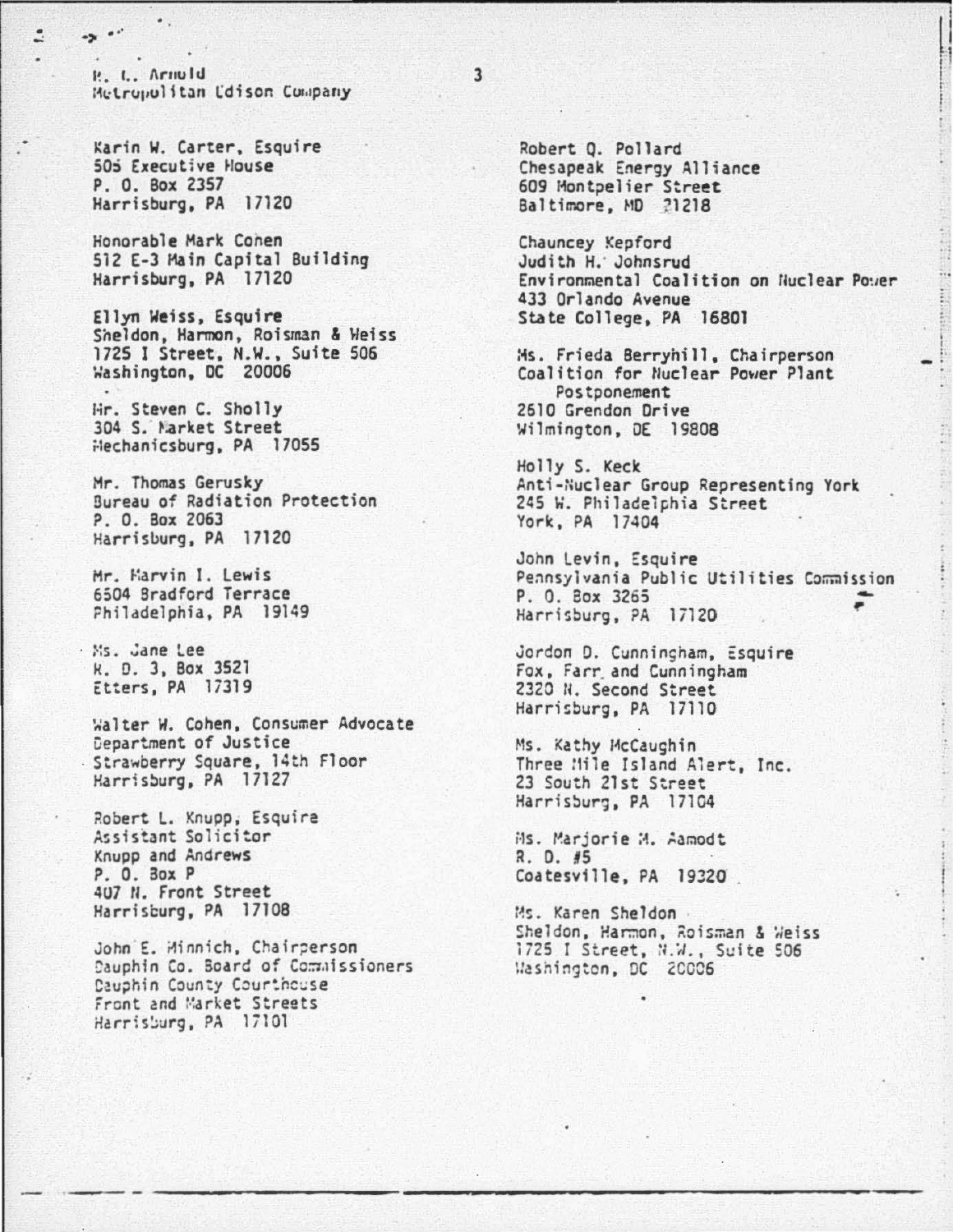R. C. Arnold
Metropolitan Edison Company

Karin W. Carter, Esquire
505 Executive House
P. O. Box 2357
Harrisburg, PA 17120

Honorable Mark Cohen
512 E-3 Main Capital Building
Harrisburg, PA 17120

Ellyn Weiss, Esquire
Sheldon, Harmon, Roisman & Weiss
1725 I Street, N.W., Suite 506
Washington, DC 20006

Mr. Steven C. Sholly
304 S. Market Street
Mechanicsburg, PA 17055

Mr. Thomas Gerusky
Bureau of Radiation Protection
P. O. Box 2063
Harrisburg, PA 17120

Mr. Marvin I. Lewis
6504 Bradford Terrace
Philadelphia, PA 19149

Ms. Jane Lee
R. D. 3, Box 3521
Etters, PA 17319

Walter W. Cohen, Consumer Advocate
Department of Justice
Strawberry Square, 14th Floor
Harrisburg, PA 17127

Robert L. Knupp, Esquire
Assistant Solicitor
Knupp and Andrews
P. O. Box P
407 N. Front Street
Harrisburg, PA 17108

John E. Minnich, Chairperson
Dauphin Co. Board of Commissioners
Dauphin County Courthouse
Front and Market Streets
Harrisburg, PA 17101

Robert Q. Pollard
Chesapeak Energy Alliance
609 Montpelier Street
Baltimore, MD 21218

Chauncey Kepford
Judith H. Johnsrud
Environmental Coalition on Nuclear Power
433 Orlando Avenue
State College, PA 16801

Ms. Frieda Berryhill, Chairperson
Coalition for Nuclear Power Plant Postponement
2610 Grendon Drive
Wilmington, DE 19808

Holly S. Keck
Anti-Nuclear Group Representing York
245 W. Philadelphia Street
York, PA 17404

John Levin, Esquire
Pennsylvania Public Utilities Commission
P. O. Box 3265
Harrisburg, PA 17120

Jordon D. Cunningham, Esquire
Fox, Farr and Cunningham
2320 N. Second Street
Harrisburg, PA 17110

Ms. Kathy McCaughin
Three Mile Island Alert, Inc.
23 South 21st Street
Harrisburg, PA 17104

Ms. Marjorie M. Aamodt
R. D. #5
Coatesville, PA 19320

Ms. Karen Sheldon
Sheldon, Harmon, Roisman & Weiss
1725 I Street, N.W., Suite 506
Washington, DC 20006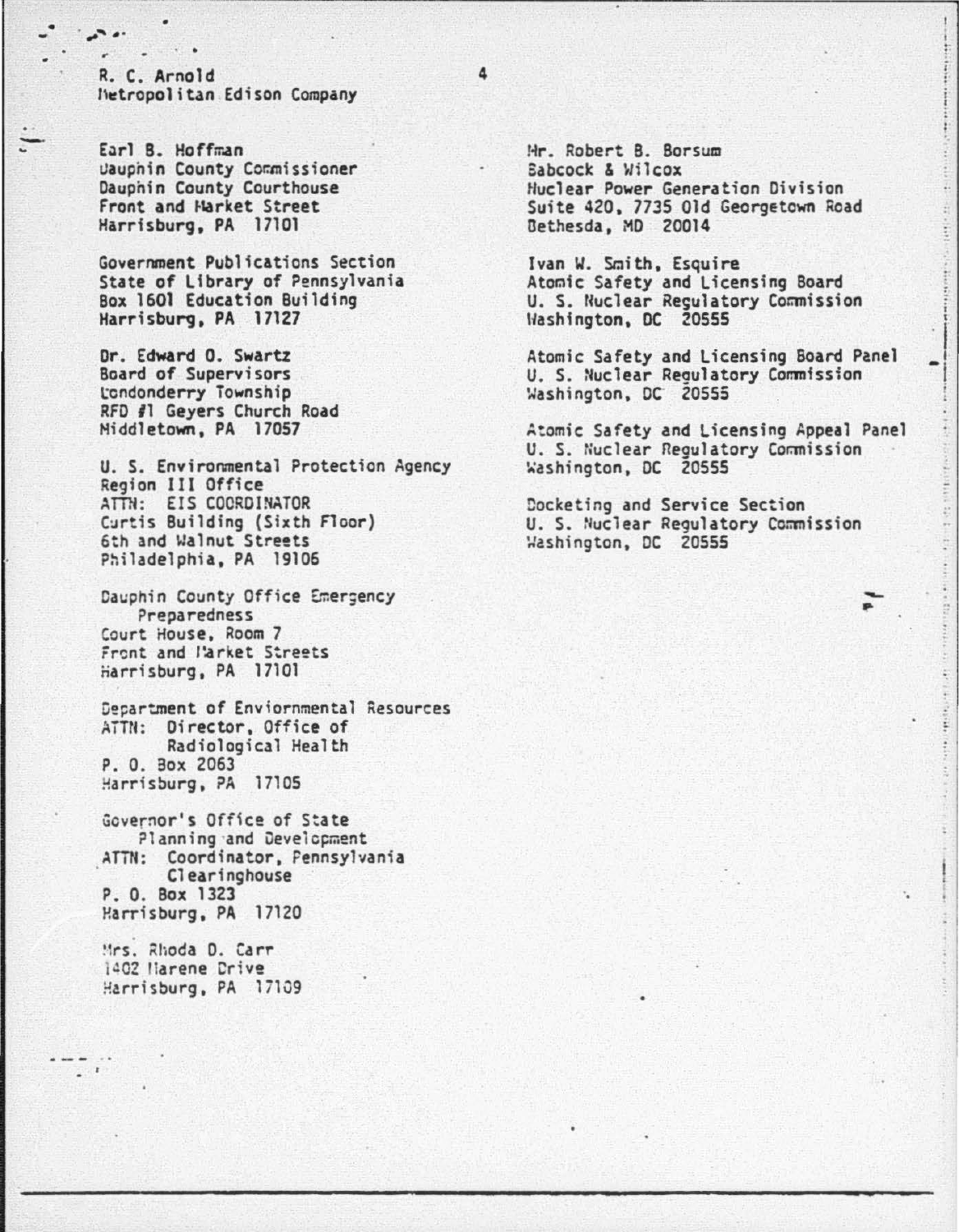R. C. Arnold
Metropolitan Edison Company

Earl B. Hoffman
Dauphin County Commissioner
Dauphin County Courthouse
Front and Market Street
Harrisburg, PA 17101

Government Publications Section
State of Library of Pennsylvania
Box 1601 Education Building
Harrisburg, PA 17127

Dr. Edward O. Swartz
Board of Supervisors
Londonderry Township
RFD #1 Geyers Church Road
Middletown, PA 17057

U. S. Environmental Protection Agency
Region III Office
ATTN: EIS COORDINATOR
Curtis Building (Sixth Floor)
6th and Walnut Streets
Philadelphia, PA 19106

Dauphin County Office Emergency
Preparedness
Court House, Room 7
Front and Market Streets
Harrisburg, PA 17101

Department of Enviornmental Resources
ATTN: Director, Office of
Radiological Health
P. O. Box 2063
Harrisburg, PA 17105

Governor's Office of State
Planning and Development
ATTN: Coordinator, Pennsylvania
Clearinghouse
P. O. Box 1323
Harrisburg, PA 17120

Mrs. Rhoda D. Carr
1402 Marene Drive
Harrisburg, PA 17109

Mr. Robert B. Borsum
Babcock & Wilcox
Nuclear Power Generation Division
Suite 420, 7735 Old Georgetown Road
Bethesda, MD 20014

Ivan W. Smith, Esquire
Atomic Safety and Licensing Board
U. S. Nuclear Regulatory Commission
Washington, DC 20555

Atomic Safety and Licensing Board Panel
U. S. Nuclear Regulatory Commission
Washington, DC 20555

Atomic Safety and Licensing Appeal Panel
U. S. Nuclear Regulatory Commission
Washington, DC 20555

Docketing and Service Section
U. S. Nuclear Regulatory Commission
Washington, DC 20555